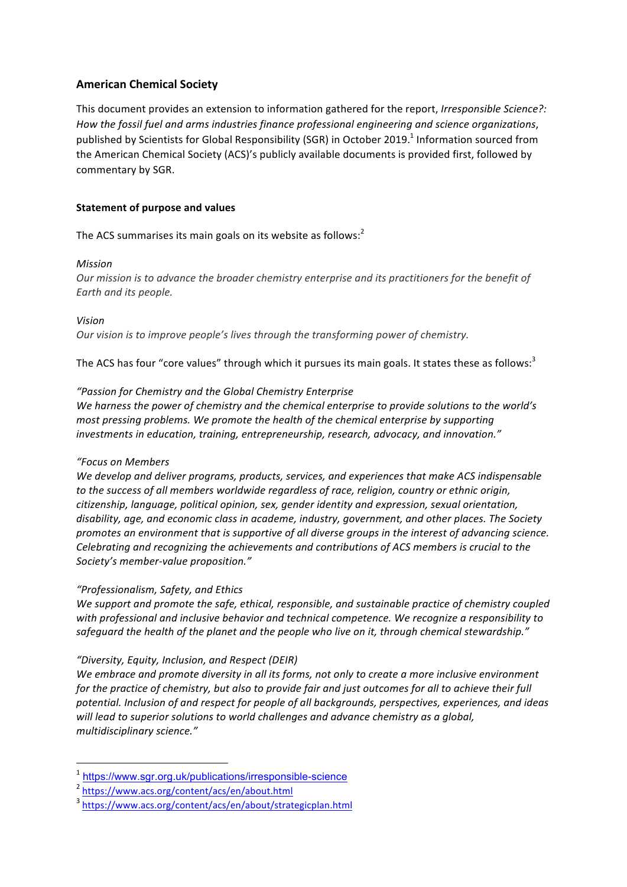## American Chemical Society

This document provides an extension to information gathered for the report, *Irresponsible Science?: How the fossil fuel and arms industries finance professional engineering and science organizations*, published by Scientists for Global Responsibility (SGR) in October 2019.[1] Information sourced from the American Chemical Society (ACS)'s publicly available documents is provided first, followed by commentary by SGR.

### Statement of purpose and values

The ACS summarises its main goals on its website as follows:[2]

*Mission*

*Our mission is to advance the broader chemistry enterprise and its practitioners for the benefit of Earth and its people.*

*Vision*

*Our vision is to improve people's lives through the transforming power of chemistry.*

The ACS has four "core values" through which it pursues its main goals. It states these as follows:[3]

*"Passion for Chemistry and the Global Chemistry Enterprise*
*We harness the power of chemistry and the chemical enterprise to provide solutions to the world's most pressing problems. We promote the health of the chemical enterprise by supporting investments in education, training, entrepreneurship, research, advocacy, and innovation."*

*"Focus on Members*
*We develop and deliver programs, products, services, and experiences that make ACS indispensable to the success of all members worldwide regardless of race, religion, country or ethnic origin, citizenship, language, political opinion, sex, gender identity and expression, sexual orientation, disability, age, and economic class in academe, industry, government, and other places. The Society promotes an environment that is supportive of all diverse groups in the interest of advancing science. Celebrating and recognizing the achievements and contributions of ACS members is crucial to the Society's member-value proposition."*

*"Professionalism, Safety, and Ethics*
*We support and promote the safe, ethical, responsible, and sustainable practice of chemistry coupled with professional and inclusive behavior and technical competence. We recognize a responsibility to safeguard the health of the planet and the people who live on it, through chemical stewardship."*

*"Diversity, Equity, Inclusion, and Respect (DEIR)*
*We embrace and promote diversity in all its forms, not only to create a more inclusive environment for the practice of chemistry, but also to provide fair and just outcomes for all to achieve their full potential. Inclusion of and respect for people of all backgrounds, perspectives, experiences, and ideas will lead to superior solutions to world challenges and advance chemistry as a global, multidisciplinary science."*

---

[1] https://www.sgr.org.uk/publications/irresponsible-science

[2] https://www.acs.org/content/acs/en/about.html

[3] https://www.acs.org/content/acs/en/about/strategicplan.html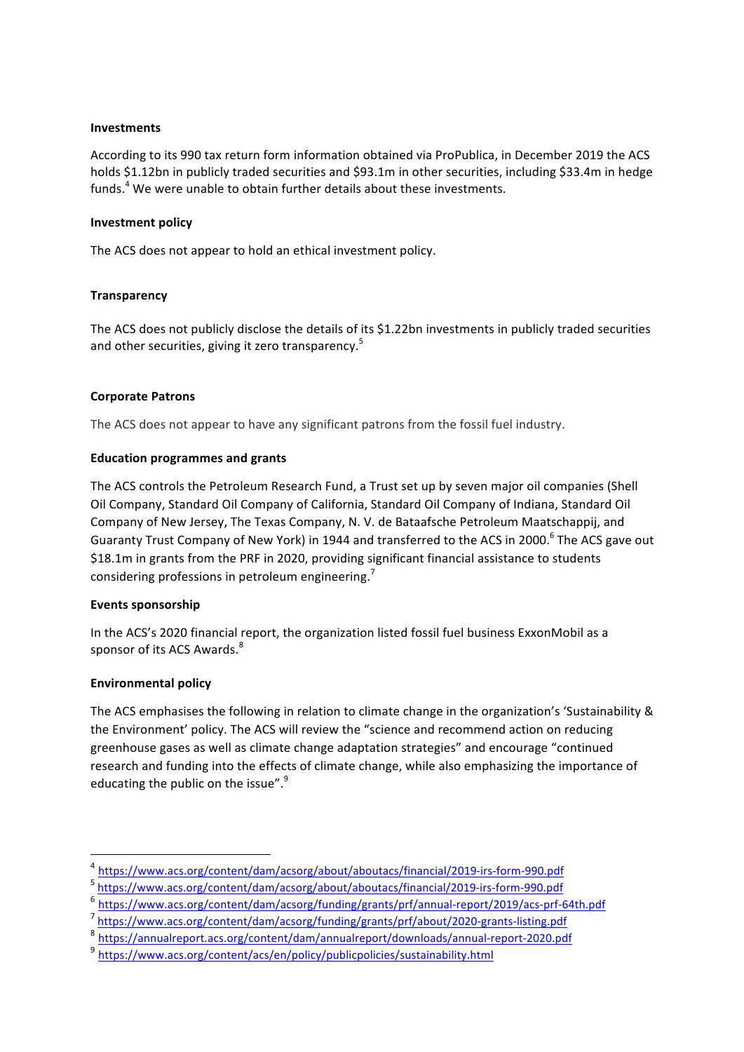**Investments**

According to its 990 tax return form information obtained via ProPublica, in December 2019 the ACS holds $1.12bn in publicly traded securities and $93.1m in other securities, including $33.4m in hedge funds.[4] We were unable to obtain further details about these investments.

**Investment policy**

The ACS does not appear to hold an ethical investment policy.

**Transparency**

The ACS does not publicly disclose the details of its $1.22bn investments in publicly traded securities and other securities, giving it zero transparency.[5]

**Corporate Patrons**

The ACS does not appear to have any significant patrons from the fossil fuel industry.

**Education programmes and grants**

The ACS controls the Petroleum Research Fund, a Trust set up by seven major oil companies (Shell Oil Company, Standard Oil Company of California, Standard Oil Company of Indiana, Standard Oil Company of New Jersey, The Texas Company, N. V. de Bataafsche Petroleum Maatschappij, and Guaranty Trust Company of New York) in 1944 and transferred to the ACS in 2000.[6] The ACS gave out $18.1m in grants from the PRF in 2020, providing significant financial assistance to students considering professions in petroleum engineering.[7]

**Events sponsorship**

In the ACS's 2020 financial report, the organization listed fossil fuel business ExxonMobil as a sponsor of its ACS Awards.[8]

**Environmental policy**

The ACS emphasises the following in relation to climate change in the organization's 'Sustainability & the Environment' policy. The ACS will review the "science and recommend action on reducing greenhouse gases as well as climate change adaptation strategies" and encourage "continued research and funding into the effects of climate change, while also emphasizing the importance of educating the public on the issue".[9]

---

[4] https://www.acs.org/content/dam/acsorg/about/aboutacs/financial/2019-irs-form-990.pdf
[5] https://www.acs.org/content/dam/acsorg/about/aboutacs/financial/2019-irs-form-990.pdf
[6] https://www.acs.org/content/dam/acsorg/funding/grants/prf/annual-report/2019/acs-prf-64th.pdf
[7] https://www.acs.org/content/dam/acsorg/funding/grants/prf/about/2020-grants-listing.pdf
[8] https://annualreport.acs.org/content/dam/annualreport/downloads/annual-report-2020.pdf
[9] https://www.acs.org/content/acs/en/policy/publicpolicies/sustainability.html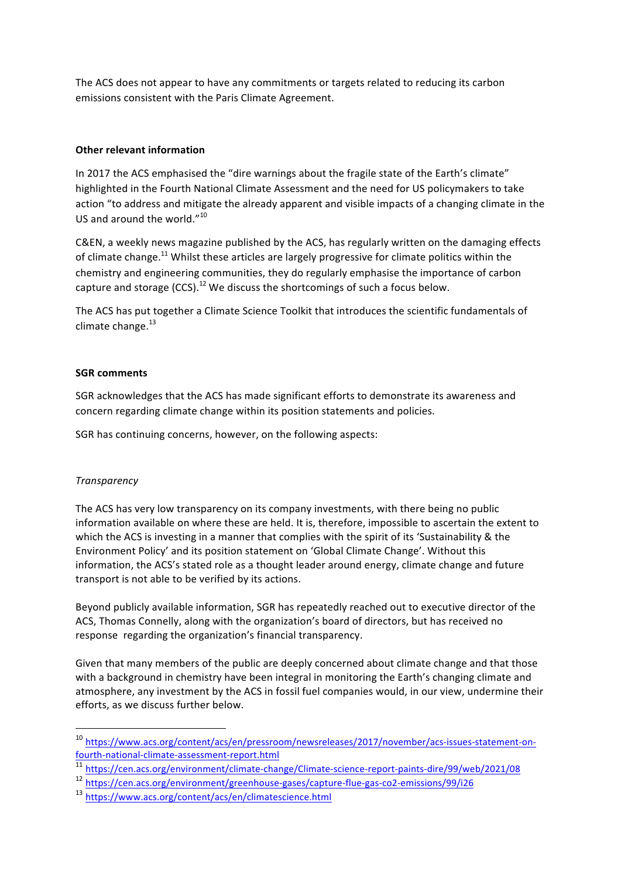The ACS does not appear to have any commitments or targets related to reducing its carbon emissions consistent with the Paris Climate Agreement.

**Other relevant information**

In 2017 the ACS emphasised the "dire warnings about the fragile state of the Earth's climate" highlighted in the Fourth National Climate Assessment and the need for US policymakers to take action "to address and mitigate the already apparent and visible impacts of a changing climate in the US and around the world."[10]

C&EN, a weekly news magazine published by the ACS, has regularly written on the damaging effects of climate change.[11] Whilst these articles are largely progressive for climate politics within the chemistry and engineering communities, they do regularly emphasise the importance of carbon capture and storage (CCS).[12] We discuss the shortcomings of such a focus below.

The ACS has put together a Climate Science Toolkit that introduces the scientific fundamentals of climate change.[13]

**SGR comments**

SGR acknowledges that the ACS has made significant efforts to demonstrate its awareness and concern regarding climate change within its position statements and policies.

SGR has continuing concerns, however, on the following aspects:

*Transparency*

The ACS has very low transparency on its company investments, with there being no public information available on where these are held. It is, therefore, impossible to ascertain the extent to which the ACS is investing in a manner that complies with the spirit of its 'Sustainability & the Environment Policy' and its position statement on 'Global Climate Change'. Without this information, the ACS's stated role as a thought leader around energy, climate change and future transport is not able to be verified by its actions.

Beyond publicly available information, SGR has repeatedly reached out to executive director of the ACS, Thomas Connelly, along with the organization's board of directors, but has received no response regarding the organization's financial transparency.

Given that many members of the public are deeply concerned about climate change and that those with a background in chemistry have been integral in monitoring the Earth's changing climate and atmosphere, any investment by the ACS in fossil fuel companies would, in our view, undermine their efforts, as we discuss further below.

---

[10] https://www.acs.org/content/acs/en/pressroom/newsreleases/2017/november/acs-issues-statement-on-fourth-national-climate-assessment-report.html

[11] https://cen.acs.org/environment/climate-change/Climate-science-report-paints-dire/99/web/2021/08

[12] https://cen.acs.org/environment/greenhouse-gases/capture-flue-gas-co2-emissions/99/i26

[13] https://www.acs.org/content/acs/en/climatescience.html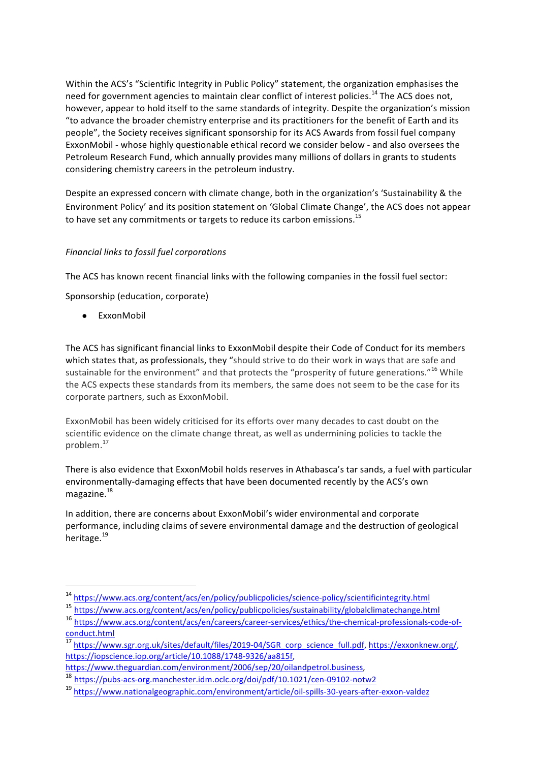Within the ACS's "Scientific Integrity in Public Policy" statement, the organization emphasises the need for government agencies to maintain clear conflict of interest policies.[14] The ACS does not, however, appear to hold itself to the same standards of integrity. Despite the organization's mission "to advance the broader chemistry enterprise and its practitioners for the benefit of Earth and its people", the Society receives significant sponsorship for its ACS Awards from fossil fuel company ExxonMobil - whose highly questionable ethical record we consider below - and also oversees the Petroleum Research Fund, which annually provides many millions of dollars in grants to students considering chemistry careers in the petroleum industry.

Despite an expressed concern with climate change, both in the organization's 'Sustainability & the Environment Policy' and its position statement on 'Global Climate Change', the ACS does not appear to have set any commitments or targets to reduce its carbon emissions.[15]

*Financial links to fossil fuel corporations*

The ACS has known recent financial links with the following companies in the fossil fuel sector:

Sponsorship (education, corporate)

- ExxonMobil

The ACS has significant financial links to ExxonMobil despite their Code of Conduct for its members which states that, as professionals, they "should strive to do their work in ways that are safe and sustainable for the environment" and that protects the "prosperity of future generations."[16] While the ACS expects these standards from its members, the same does not seem to be the case for its corporate partners, such as ExxonMobil.

ExxonMobil has been widely criticised for its efforts over many decades to cast doubt on the scientific evidence on the climate change threat, as well as undermining policies to tackle the problem.[17]

There is also evidence that ExxonMobil holds reserves in Athabasca's tar sands, a fuel with particular environmentally-damaging effects that have been documented recently by the ACS's own magazine.[18]

In addition, there are concerns about ExxonMobil's wider environmental and corporate performance, including claims of severe environmental damage and the destruction of geological heritage.[19]

---

[14] https://www.acs.org/content/acs/en/policy/publicpolicies/science-policy/scientificintegrity.html

[15] https://www.acs.org/content/acs/en/policy/publicpolicies/sustainability/globalclimatechange.html

[16] https://www.acs.org/content/acs/en/careers/career-services/ethics/the-chemical-professionals-code-of-conduct.html

[17] https://www.sgr.org.uk/sites/default/files/2019-04/SGR_corp_science_full.pdf, https://exxonknew.org/, https://iopscience.iop.org/article/10.1088/1748-9326/aa815f, https://www.theguardian.com/environment/2006/sep/20/oilandpetrol.business,

[18] https://pubs-acs-org.manchester.idm.oclc.org/doi/pdf/10.1021/cen-09102-notw2

[19] https://www.nationalgeographic.com/environment/article/oil-spills-30-years-after-exxon-valdez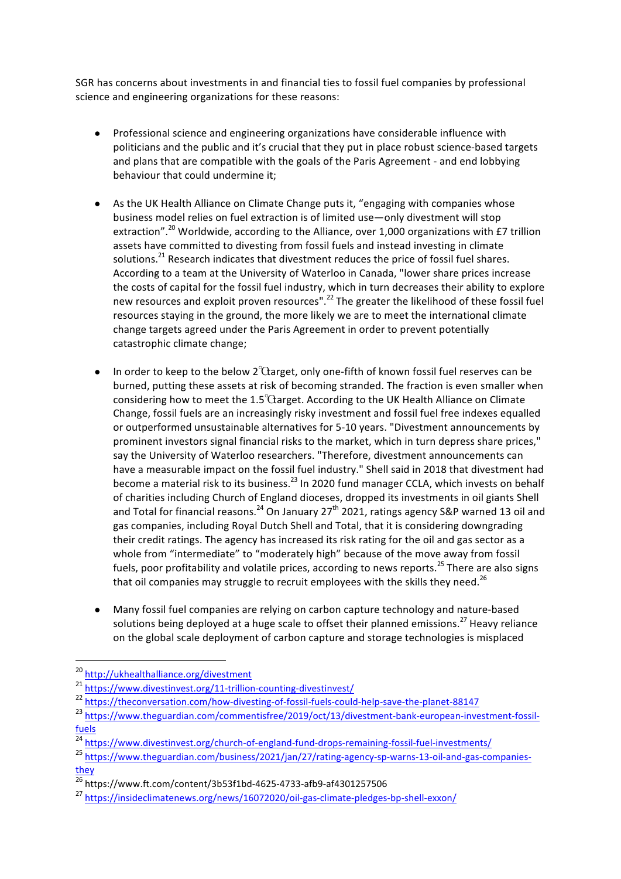SGR has concerns about investments in and financial ties to fossil fuel companies by professional science and engineering organizations for these reasons:

- Professional science and engineering organizations have considerable influence with politicians and the public and it's crucial that they put in place robust science-based targets and plans that are compatible with the goals of the Paris Agreement - and end lobbying behaviour that could undermine it;

- As the UK Health Alliance on Climate Change puts it, "engaging with companies whose business model relies on fuel extraction is of limited use—only divestment will stop extraction".[20] Worldwide, according to the Alliance, over 1,000 organizations with £7 trillion assets have committed to divesting from fossil fuels and instead investing in climate solutions.[21] Research indicates that divestment reduces the price of fossil fuel shares. According to a team at the University of Waterloo in Canada, "lower share prices increase the costs of capital for the fossil fuel industry, which in turn decreases their ability to explore new resources and exploit proven resources".[22] The greater the likelihood of these fossil fuel resources staying in the ground, the more likely we are to meet the international climate change targets agreed under the Paris Agreement in order to prevent potentially catastrophic climate change;

- In order to keep to the below 2℃ target, only one-fifth of known fossil fuel reserves can be burned, putting these assets at risk of becoming stranded. The fraction is even smaller when considering how to meet the 1.5℃ target. According to the UK Health Alliance on Climate Change, fossil fuels are an increasingly risky investment and fossil fuel free indexes equalled or outperformed unsustainable alternatives for 5-10 years. "Divestment announcements by prominent investors signal financial risks to the market, which in turn depress share prices," say the University of Waterloo researchers. "Therefore, divestment announcements can have a measurable impact on the fossil fuel industry." Shell said in 2018 that divestment had become a material risk to its business.[23] In 2020 fund manager CCLA, which invests on behalf of charities including Church of England dioceses, dropped its investments in oil giants Shell and Total for financial reasons.[24] On January 27th 2021, ratings agency S&P warned 13 oil and gas companies, including Royal Dutch Shell and Total, that it is considering downgrading their credit ratings. The agency has increased its risk rating for the oil and gas sector as a whole from "intermediate" to "moderately high" because of the move away from fossil fuels, poor profitability and volatile prices, according to news reports.[25] There are also signs that oil companies may struggle to recruit employees with the skills they need.[26]

- Many fossil fuel companies are relying on carbon capture technology and nature-based solutions being deployed at a huge scale to offset their planned emissions.[27] Heavy reliance on the global scale deployment of carbon capture and storage technologies is misplaced

---

[20] http://ukhealthalliance.org/divestment

[21] https://www.divestinvest.org/11-trillion-counting-divestinvest/

[22] https://theconversation.com/how-divesting-of-fossil-fuels-could-help-save-the-planet-88147

[23] https://www.theguardian.com/commentisfree/2019/oct/13/divestment-bank-european-investment-fossil-fuels

[24] https://www.divestinvest.org/church-of-england-fund-drops-remaining-fossil-fuel-investments/

[25] https://www.theguardian.com/business/2021/jan/27/rating-agency-sp-warns-13-oil-and-gas-companies-they

[26] https://www.ft.com/content/3b53f1bd-4625-4733-afb9-af4301257506

[27] https://insideclimatenews.org/news/16072020/oil-gas-climate-pledges-bp-shell-exxon/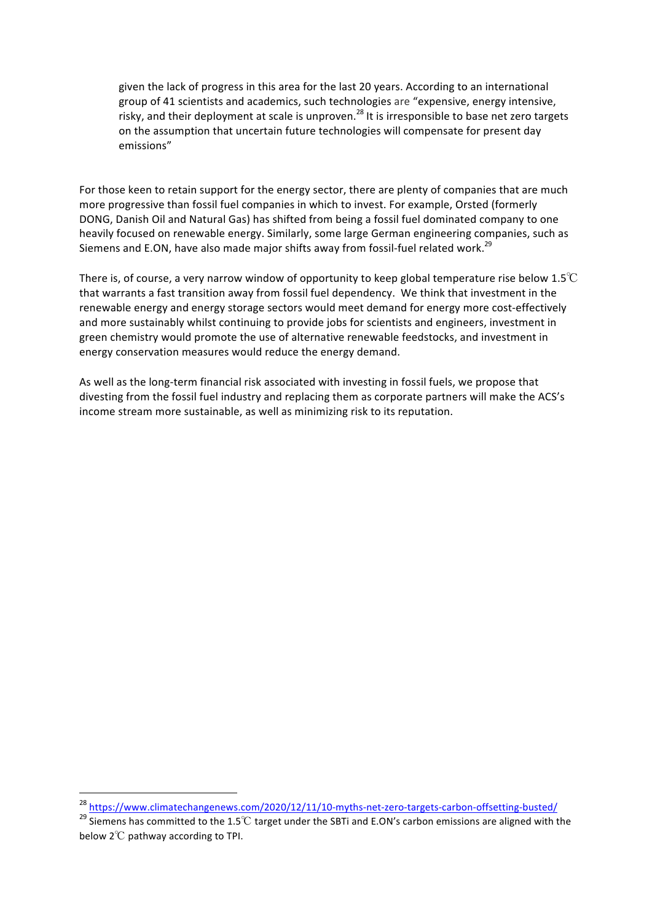> given the lack of progress in this area for the last 20 years. According to an international group of 41 scientists and academics, such technologies are "expensive, energy intensive, risky, and their deployment at scale is unproven.[28] It is irresponsible to base net zero targets on the assumption that uncertain future technologies will compensate for present day emissions"

For those keen to retain support for the energy sector, there are plenty of companies that are much more progressive than fossil fuel companies in which to invest. For example, Orsted (formerly DONG, Danish Oil and Natural Gas) has shifted from being a fossil fuel dominated company to one heavily focused on renewable energy. Similarly, some large German engineering companies, such as Siemens and E.ON, have also made major shifts away from fossil-fuel related work.[29]

There is, of course, a very narrow window of opportunity to keep global temperature rise below 1.5℃ that warrants a fast transition away from fossil fuel dependency. We think that investment in the renewable energy and energy storage sectors would meet demand for energy more cost-effectively and more sustainably whilst continuing to provide jobs for scientists and engineers, investment in green chemistry would promote the use of alternative renewable feedstocks, and investment in energy conservation measures would reduce the energy demand.

As well as the long-term financial risk associated with investing in fossil fuels, we propose that divesting from the fossil fuel industry and replacing them as corporate partners will make the ACS's income stream more sustainable, as well as minimizing risk to its reputation.

---

[28] https://www.climatechangenews.com/2020/12/11/10-myths-net-zero-targets-carbon-offsetting-busted/

[29] Siemens has committed to the 1.5℃ target under the SBTi and E.ON's carbon emissions are aligned with the below 2℃ pathway according to TPI.